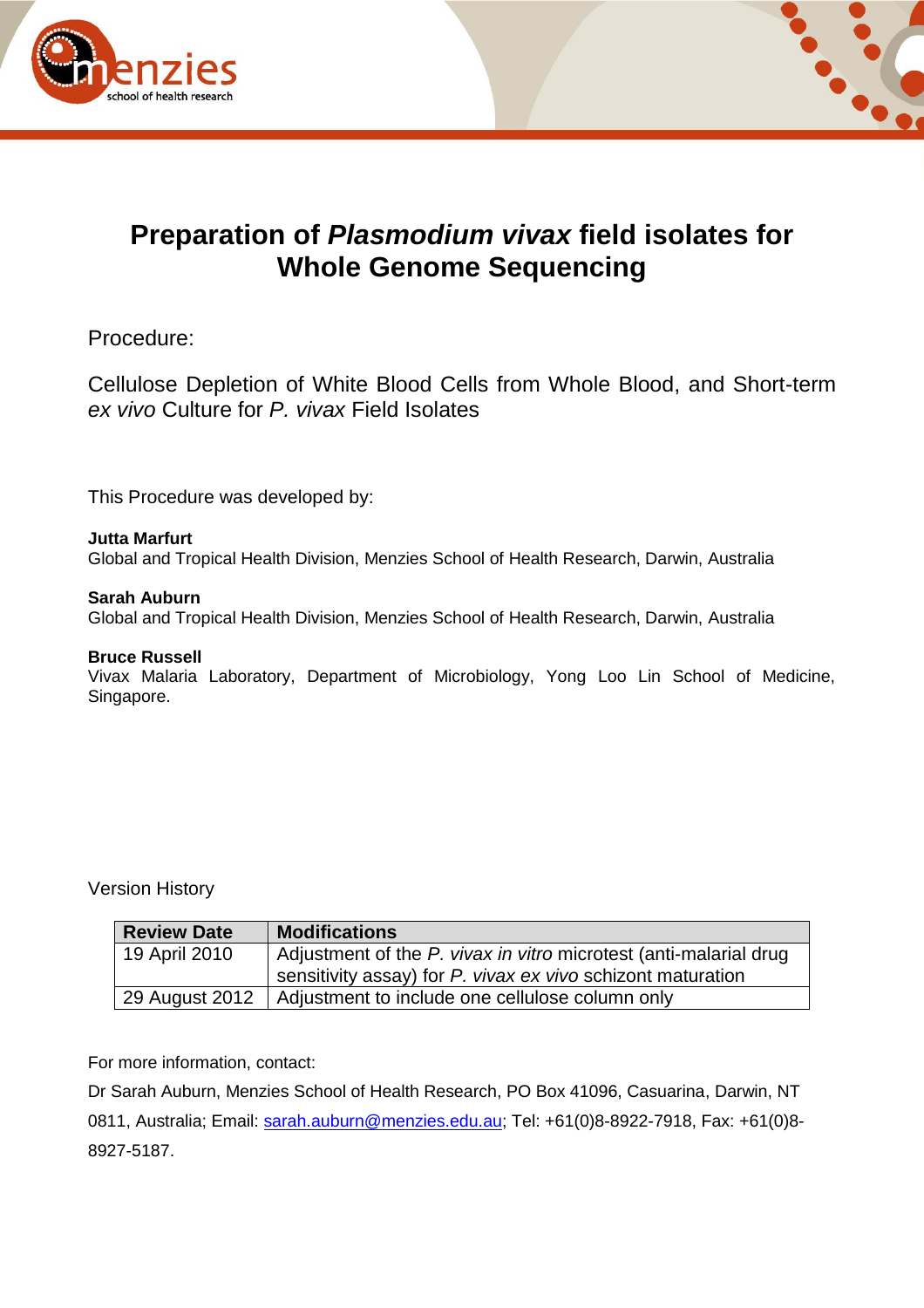# Preparation of *Plasmodium vivax* field isolates for Whole Genome Sequencing

Procedure:

Cellulose Depletion of White Blood Cells from Whole Blood, and Short-term *ex vivo* Culture for *P. vivax* Field Isolates

This Procedure was developed by:

**Jutta Marfurt**
Global and Tropical Health Division, Menzies School of Health Research, Darwin, Australia

**Sarah Auburn**
Global and Tropical Health Division, Menzies School of Health Research, Darwin, Australia

**Bruce Russell**
Vivax Malaria Laboratory, Department of Microbiology, Yong Loo Lin School of Medicine, Singapore.

Version History

| Review Date | Modifications |
|---|---|
| 19 April 2010 | Adjustment of the *P. vivax in vitro* microtest (anti-malarial drug sensitivity assay) for *P. vivax ex vivo* schizont maturation |
| 29 August 2012 | Adjustment to include one cellulose column only |

For more information, contact:

Dr Sarah Auburn, Menzies School of Health Research, PO Box 41096, Casuarina, Darwin, NT 0811, Australia; Email: sarah.auburn@menzies.edu.au; Tel: +61(0)8-8922-7918, Fax: +61(0)8-8927-5187.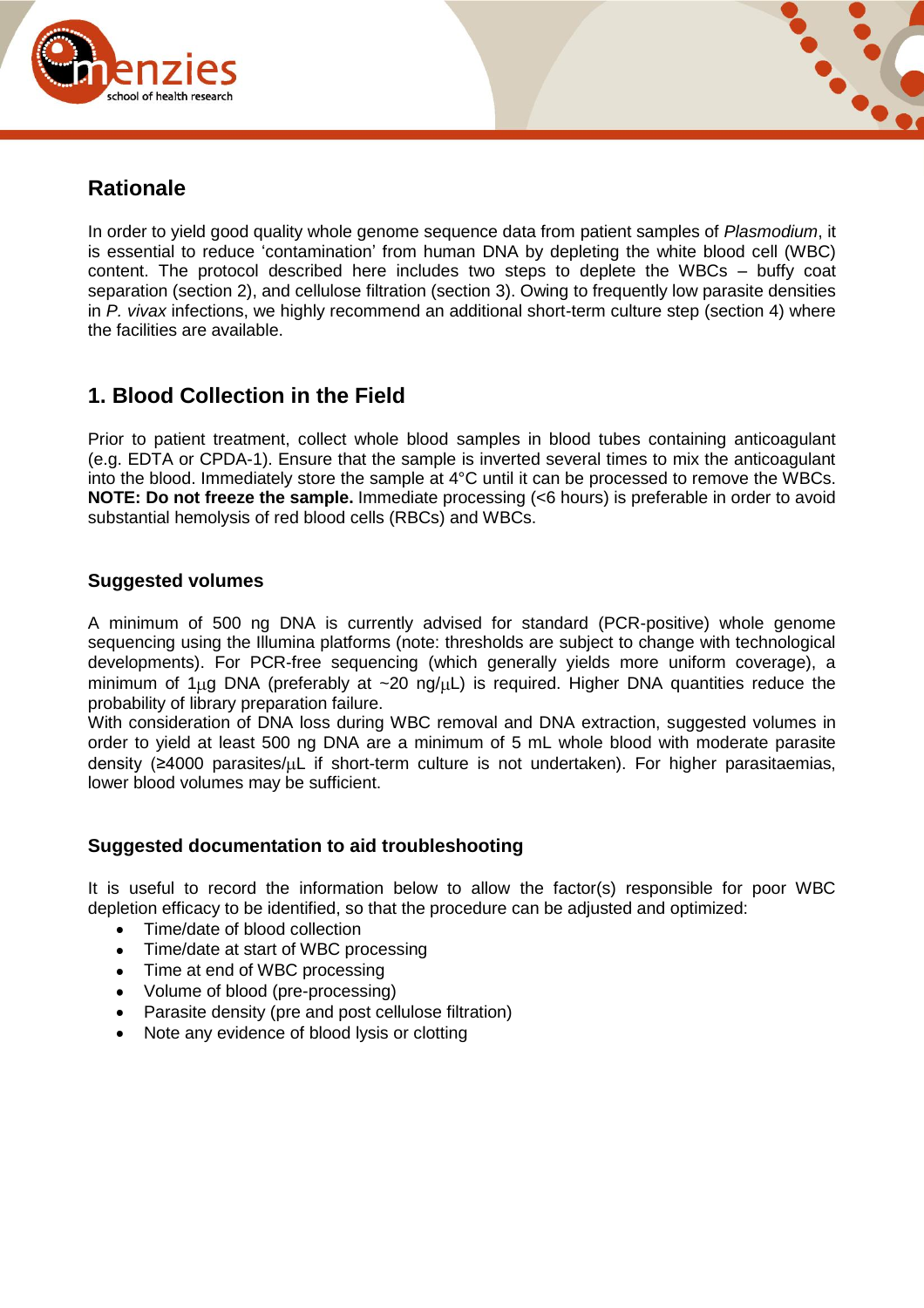## Rationale

In order to yield good quality whole genome sequence data from patient samples of *Plasmodium*, it is essential to reduce 'contamination' from human DNA by depleting the white blood cell (WBC) content. The protocol described here includes two steps to deplete the WBCs – buffy coat separation (section 2), and cellulose filtration (section 3). Owing to frequently low parasite densities in *P. vivax* infections, we highly recommend an additional short-term culture step (section 4) where the facilities are available.

## 1. Blood Collection in the Field

Prior to patient treatment, collect whole blood samples in blood tubes containing anticoagulant (e.g. EDTA or CPDA-1). Ensure that the sample is inverted several times to mix the anticoagulant into the blood. Immediately store the sample at 4°C until it can be processed to remove the WBCs. **NOTE: Do not freeze the sample.** Immediate processing (<6 hours) is preferable in order to avoid substantial hemolysis of red blood cells (RBCs) and WBCs.

### Suggested volumes

A minimum of 500 ng DNA is currently advised for standard (PCR-positive) whole genome sequencing using the Illumina platforms (note: thresholds are subject to change with technological developments). For PCR-free sequencing (which generally yields more uniform coverage), a minimum of 1μg DNA (preferably at ~20 ng/μL) is required. Higher DNA quantities reduce the probability of library preparation failure.
With consideration of DNA loss during WBC removal and DNA extraction, suggested volumes in order to yield at least 500 ng DNA are a minimum of 5 mL whole blood with moderate parasite density (≥4000 parasites/μL if short-term culture is not undertaken). For higher parasitaemias, lower blood volumes may be sufficient.

### Suggested documentation to aid troubleshooting

It is useful to record the information below to allow the factor(s) responsible for poor WBC depletion efficacy to be identified, so that the procedure can be adjusted and optimized:

- Time/date of blood collection
- Time/date at start of WBC processing
- Time at end of WBC processing
- Volume of blood (pre-processing)
- Parasite density (pre and post cellulose filtration)
- Note any evidence of blood lysis or clotting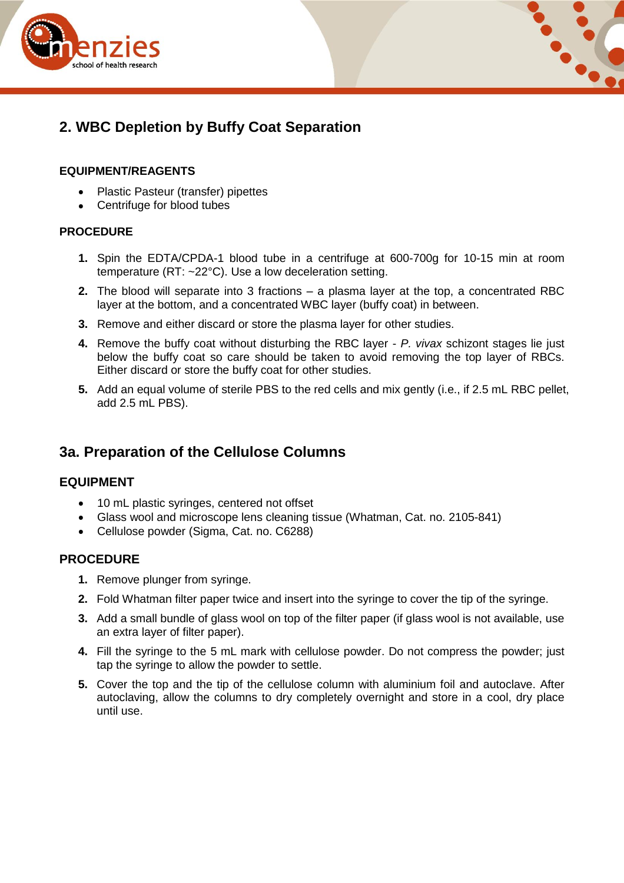## 2. WBC Depletion by Buffy Coat Separation

### EQUIPMENT/REAGENTS

- Plastic Pasteur (transfer) pipettes
- Centrifuge for blood tubes

### PROCEDURE

1. Spin the EDTA/CPDA-1 blood tube in a centrifuge at 600-700g for 10-15 min at room temperature (RT: ~22°C). Use a low deceleration setting.
2. The blood will separate into 3 fractions – a plasma layer at the top, a concentrated RBC layer at the bottom, and a concentrated WBC layer (buffy coat) in between.
3. Remove and either discard or store the plasma layer for other studies.
4. Remove the buffy coat without disturbing the RBC layer - *P. vivax* schizont stages lie just below the buffy coat so care should be taken to avoid removing the top layer of RBCs. Either discard or store the buffy coat for other studies.
5. Add an equal volume of sterile PBS to the red cells and mix gently (i.e., if 2.5 mL RBC pellet, add 2.5 mL PBS).

## 3a. Preparation of the Cellulose Columns

### EQUIPMENT

- 10 mL plastic syringes, centered not offset
- Glass wool and microscope lens cleaning tissue (Whatman, Cat. no. 2105-841)
- Cellulose powder (Sigma, Cat. no. C6288)

### PROCEDURE

1. Remove plunger from syringe.
2. Fold Whatman filter paper twice and insert into the syringe to cover the tip of the syringe.
3. Add a small bundle of glass wool on top of the filter paper (if glass wool is not available, use an extra layer of filter paper).
4. Fill the syringe to the 5 mL mark with cellulose powder. Do not compress the powder; just tap the syringe to allow the powder to settle.
5. Cover the top and the tip of the cellulose column with aluminium foil and autoclave. After autoclaving, allow the columns to dry completely overnight and store in a cool, dry place until use.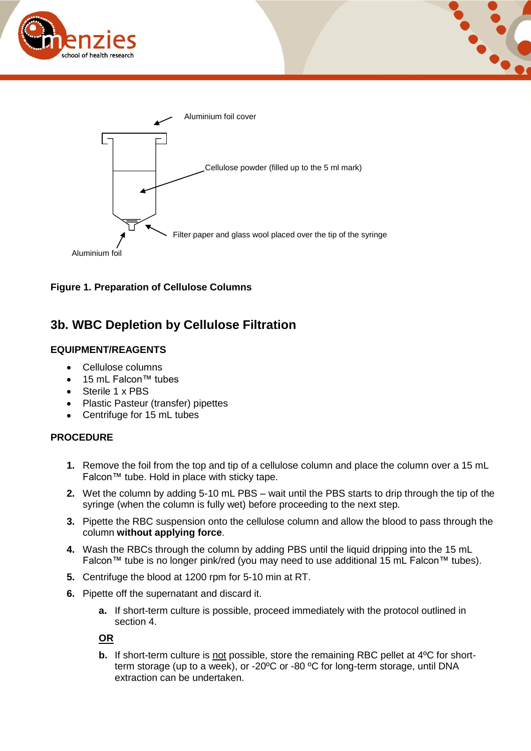Aluminium foil cover

Cellulose powder (filled up to the 5 ml mark)

Filter paper and glass wool placed over the tip of the syringe

Aluminium foil

**Figure 1. Preparation of Cellulose Columns**

## 3b. WBC Depletion by Cellulose Filtration

### EQUIPMENT/REAGENTS

- Cellulose columns
- 15 mL Falcon™ tubes
- Sterile 1 x PBS
- Plastic Pasteur (transfer) pipettes
- Centrifuge for 15 mL tubes

### PROCEDURE

1. Remove the foil from the top and tip of a cellulose column and place the column over a 15 mL Falcon™ tube. Hold in place with sticky tape.
2. Wet the column by adding 5-10 mL PBS – wait until the PBS starts to drip through the tip of the syringe (when the column is fully wet) before proceeding to the next step.
3. Pipette the RBC suspension onto the cellulose column and allow the blood to pass through the column **without applying force**.
4. Wash the RBCs through the column by adding PBS until the liquid dripping into the 15 mL Falcon™ tube is no longer pink/red (you may need to use additional 15 mL Falcon™ tubes).
5. Centrifuge the blood at 1200 rpm for 5-10 min at RT.
6. Pipette off the supernatant and discard it.
   - a. If short-term culture is possible, proceed immediately with the protocol outlined in section 4.

   **OR**

   - b. If short-term culture is not possible, store the remaining RBC pellet at 4ºC for short-term storage (up to a week), or -20ºC or -80 ºC for long-term storage, until DNA extraction can be undertaken.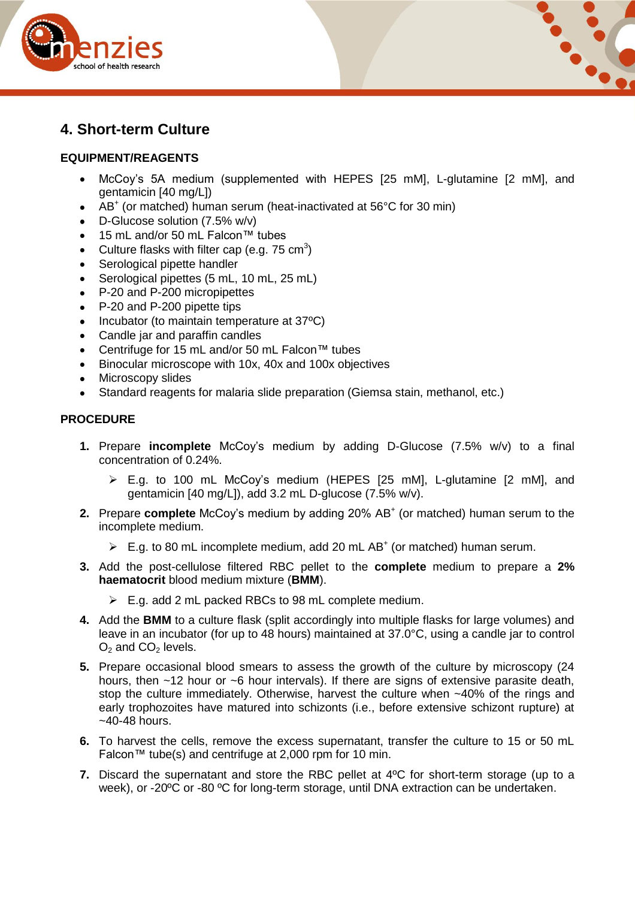## 4. Short-term Culture

### EQUIPMENT/REAGENTS

- McCoy's 5A medium (supplemented with HEPES [25 mM], L-glutamine [2 mM], and gentamicin [40 mg/L])
- $AB^+$ (or matched) human serum (heat-inactivated at 56°C for 30 min)
- D-Glucose solution (7.5% w/v)
- 15 mL and/or 50 mL Falcon™ tubes
- Culture flasks with filter cap (e.g. 75 $cm^3$)
- Serological pipette handler
- Serological pipettes (5 mL, 10 mL, 25 mL)
- P-20 and P-200 micropipettes
- P-20 and P-200 pipette tips
- Incubator (to maintain temperature at 37ºC)
- Candle jar and paraffin candles
- Centrifuge for 15 mL and/or 50 mL Falcon™ tubes
- Binocular microscope with 10x, 40x and 100x objectives
- Microscopy slides
- Standard reagents for malaria slide preparation (Giemsa stain, methanol, etc.)

### PROCEDURE

1. Prepare **incomplete** McCoy's medium by adding D-Glucose (7.5% w/v) to a final concentration of 0.24%.
   - E.g. to 100 mL McCoy's medium (HEPES [25 mM], L-glutamine [2 mM], and gentamicin [40 mg/L]), add 3.2 mL D-glucose (7.5% w/v).
2. Prepare **complete** McCoy's medium by adding 20% $AB^+$ (or matched) human serum to the incomplete medium.
   - E.g. to 80 mL incomplete medium, add 20 mL $AB^+$ (or matched) human serum.
3. Add the post-cellulose filtered RBC pellet to the **complete** medium to prepare a **2% haematocrit** blood medium mixture (**BMM**).
   - E.g. add 2 mL packed RBCs to 98 mL complete medium.
4. Add the **BMM** to a culture flask (split accordingly into multiple flasks for large volumes) and leave in an incubator (for up to 48 hours) maintained at 37.0°C, using a candle jar to control $O_2$ and $CO_2$ levels.
5. Prepare occasional blood smears to assess the growth of the culture by microscopy (24 hours, then ~12 hour or ~6 hour intervals). If there are signs of extensive parasite death, stop the culture immediately. Otherwise, harvest the culture when ~40% of the rings and early trophozoites have matured into schizonts (i.e., before extensive schizont rupture) at ~40-48 hours.
6. To harvest the cells, remove the excess supernatant, transfer the culture to 15 or 50 mL Falcon™ tube(s) and centrifuge at 2,000 rpm for 10 min.
7. Discard the supernatant and store the RBC pellet at 4ºC for short-term storage (up to a week), or -20ºC or -80 ºC for long-term storage, until DNA extraction can be undertaken.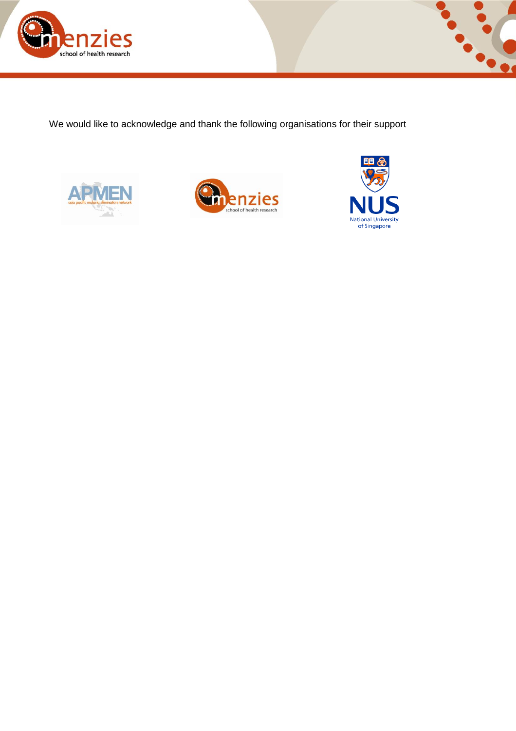We would like to acknowledge and thank the following organisations for their support